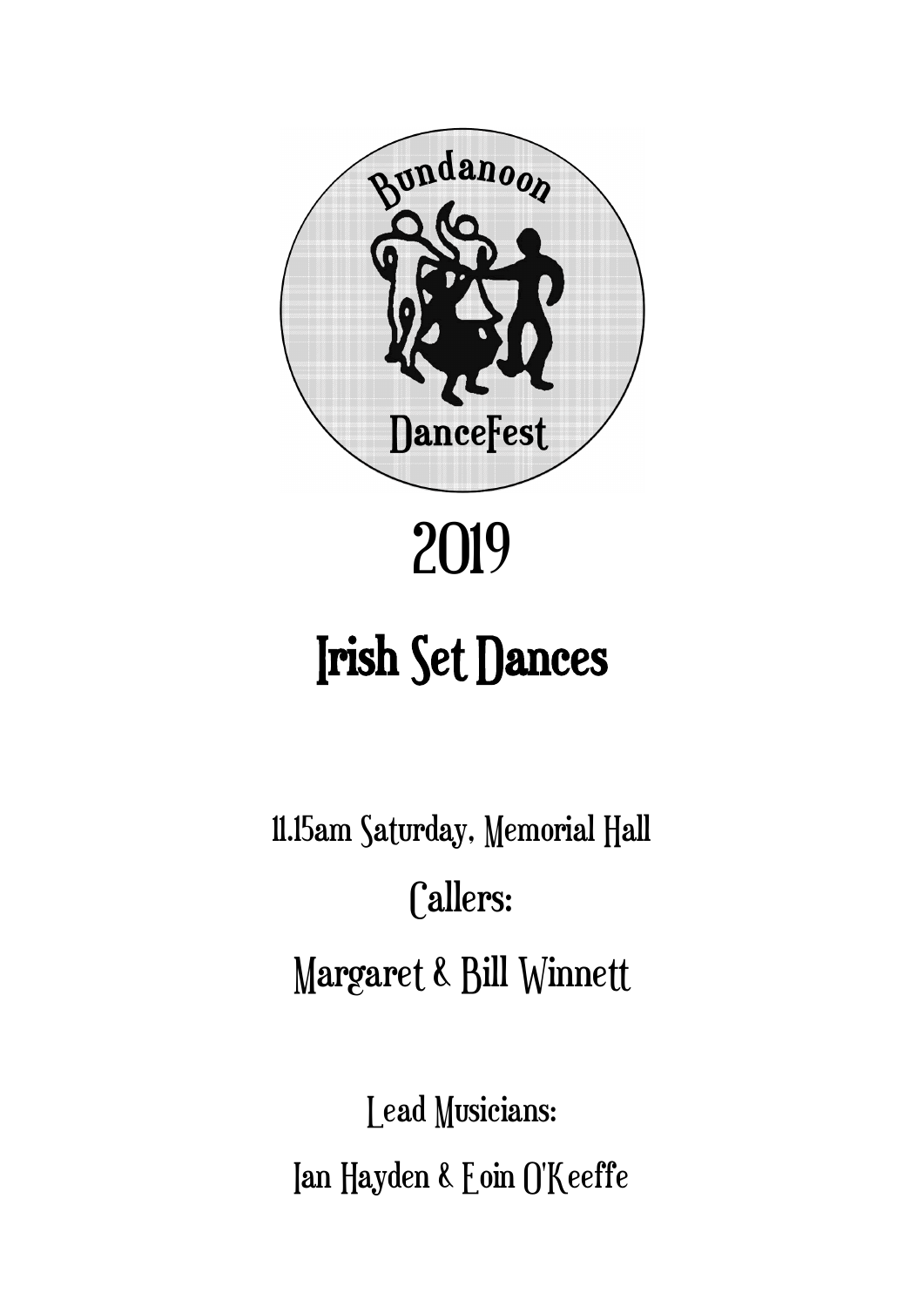Bundanoon

DanceFest

# 2019

# Irish Set Dances

11.15am Saturday, Memorial Hall

Callers:

Margaret & Bill Winnett

Lead Musicians:

Ian Hayden & Eoin O'Keeffe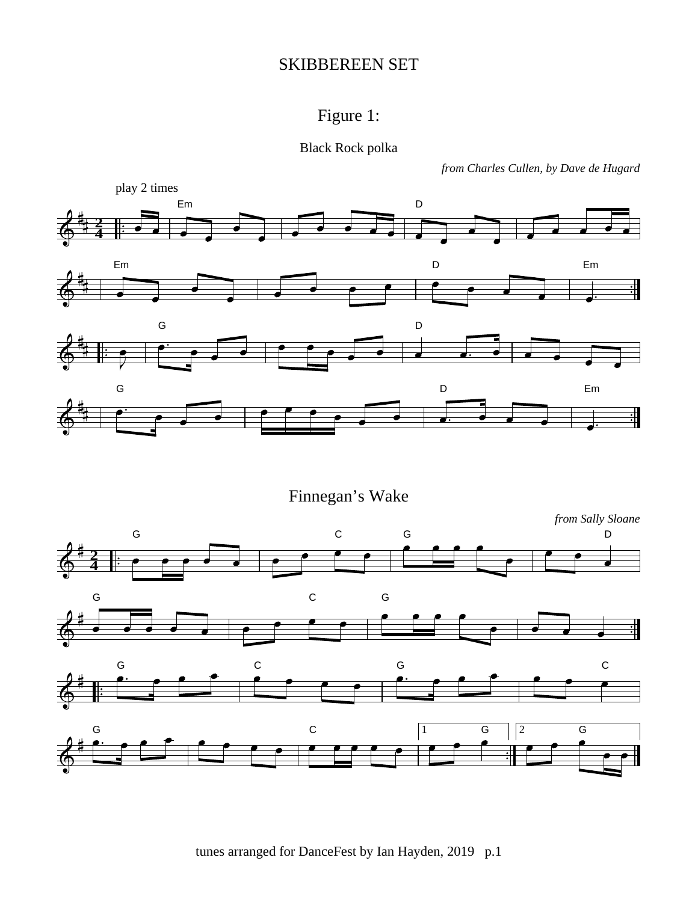# SKIBBEREEN SET

## Figure 1:

### Black Rock polka

*from Charles Cullen, by Dave de Hugard*

play 2 times

### Finnegan's Wake

*from Sally Sloane*

tunes arranged for DanceFest by Ian Hayden, 2019 p.1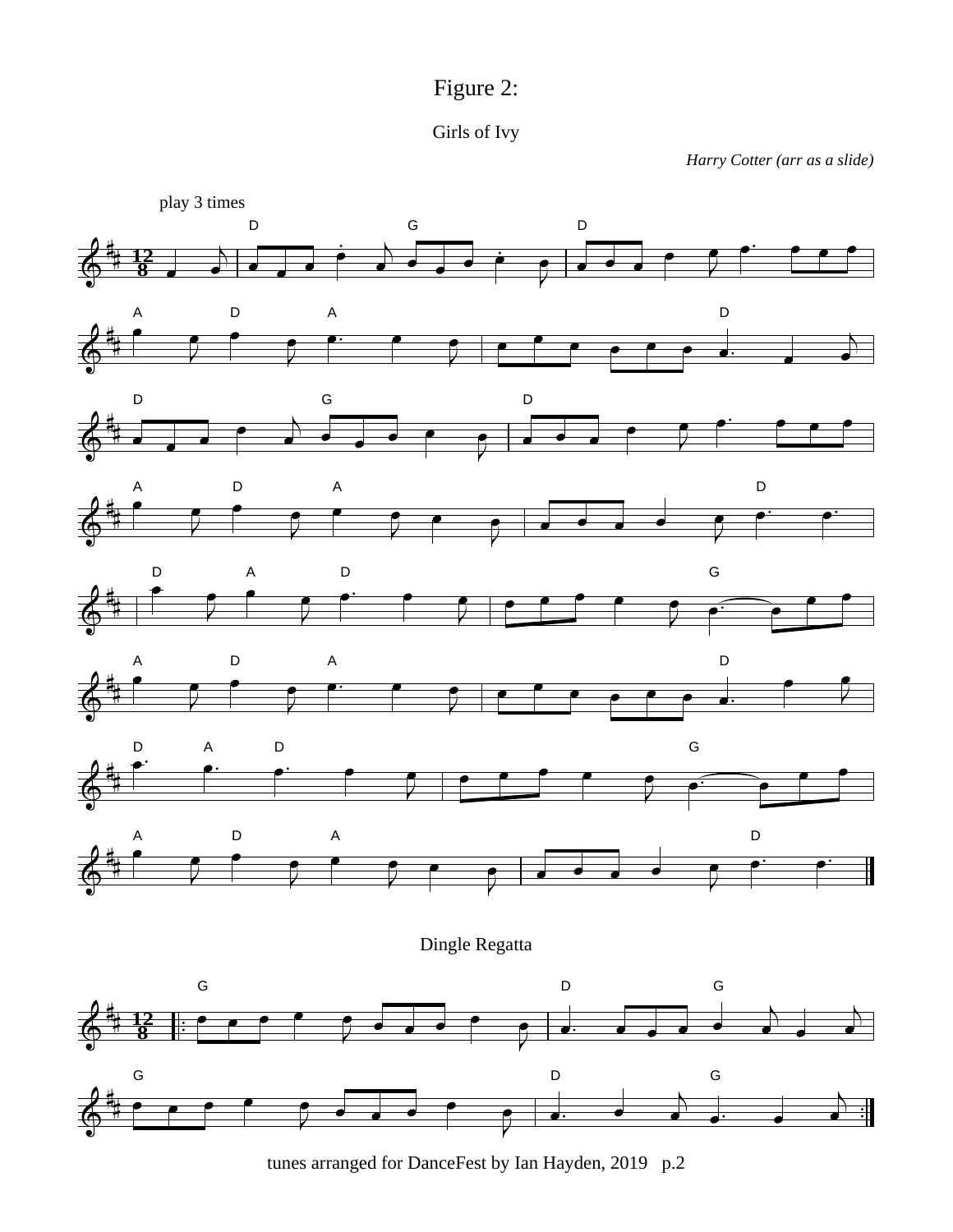# Figure 2:

## Girls of Ivy

*Harry Cotter (arr as a slide)*

play 3 times

## Dingle Regatta

tunes arranged for DanceFest by Ian Hayden, 2019 p.2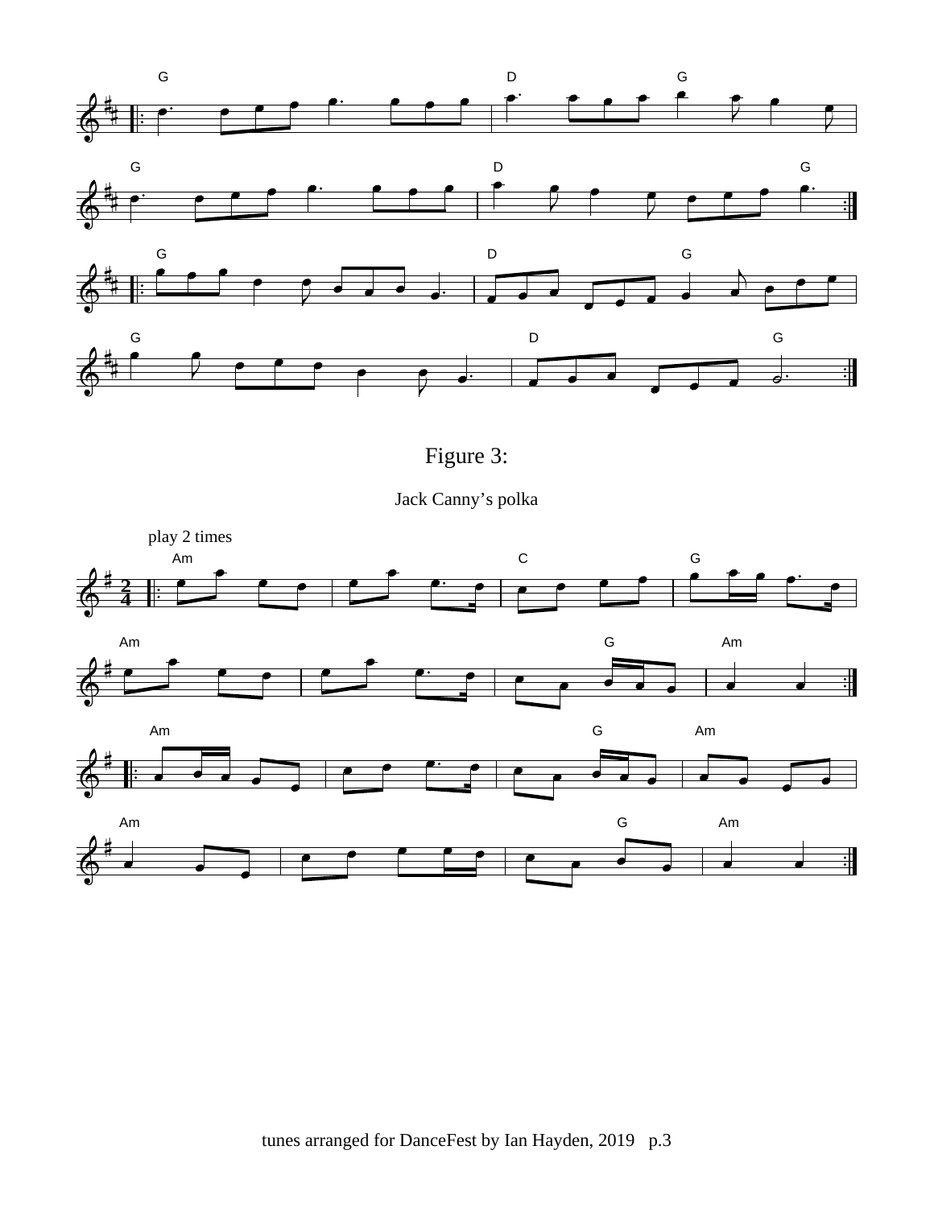Figure 3:

Jack Canny's polka

play 2 times

tunes arranged for DanceFest by Ian Hayden, 2019 p.3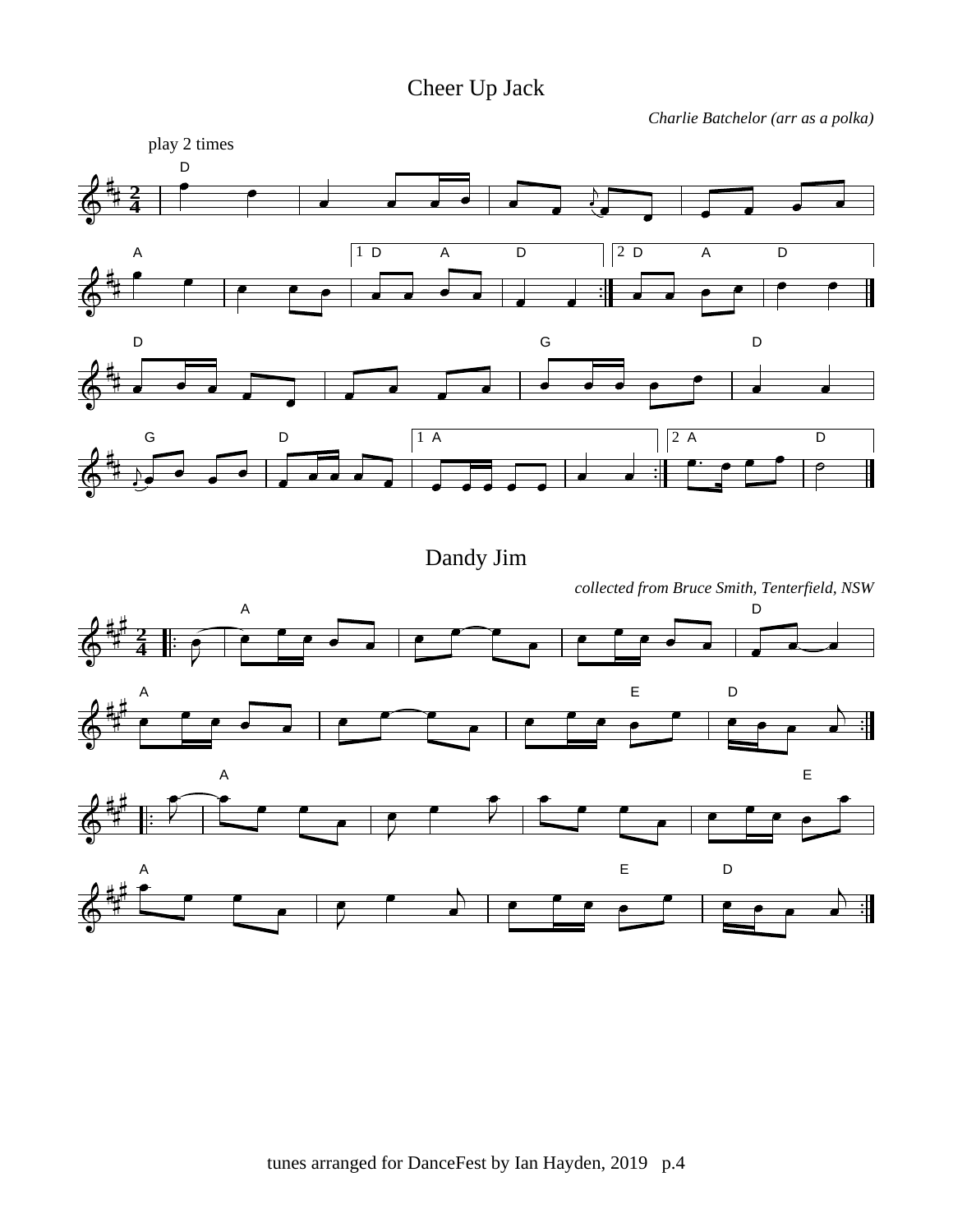# Cheer Up Jack

*Charlie Batchelor (arr as a polka)*

play 2 times

# Dandy Jim

*collected from Bruce Smith, Tenterfield, NSW*

tunes arranged for DanceFest by Ian Hayden, 2019 p.4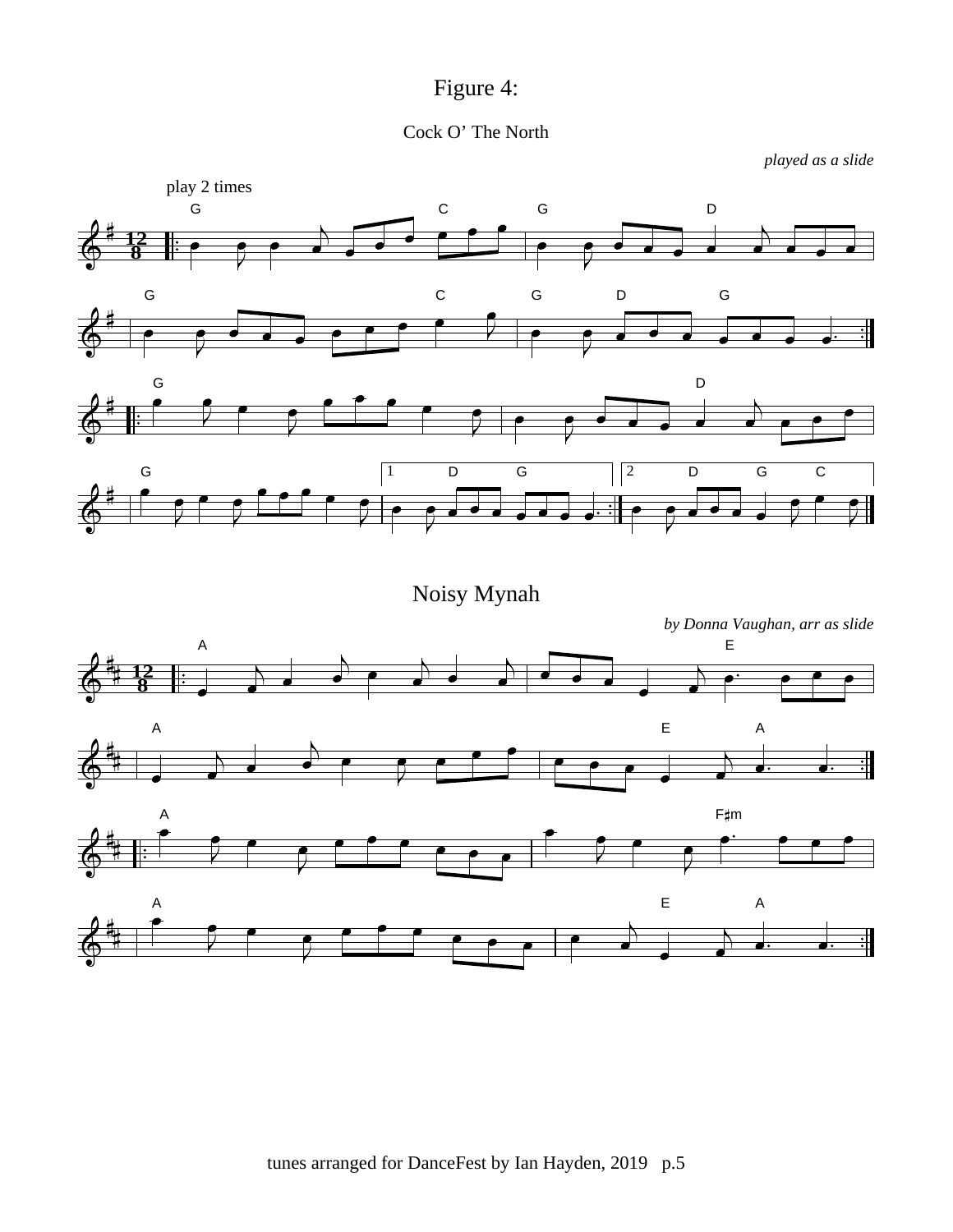# Figure 4:

## Cock O' The North

*played as a slide*

play 2 times

## Noisy Mynah

*by Donna Vaughan, arr as slide*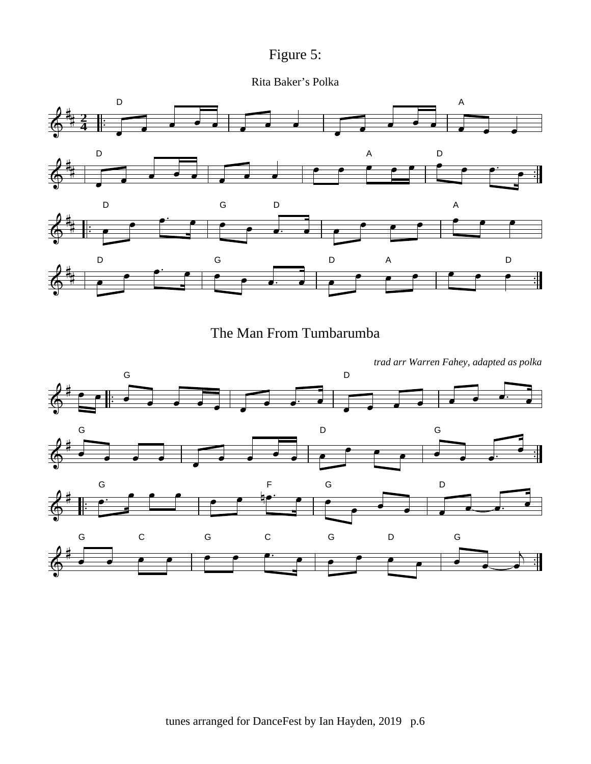# Figure 5:

## Rita Baker's Polka

## The Man From Tumbarumba

*trad arr Warren Fahey, adapted as polka*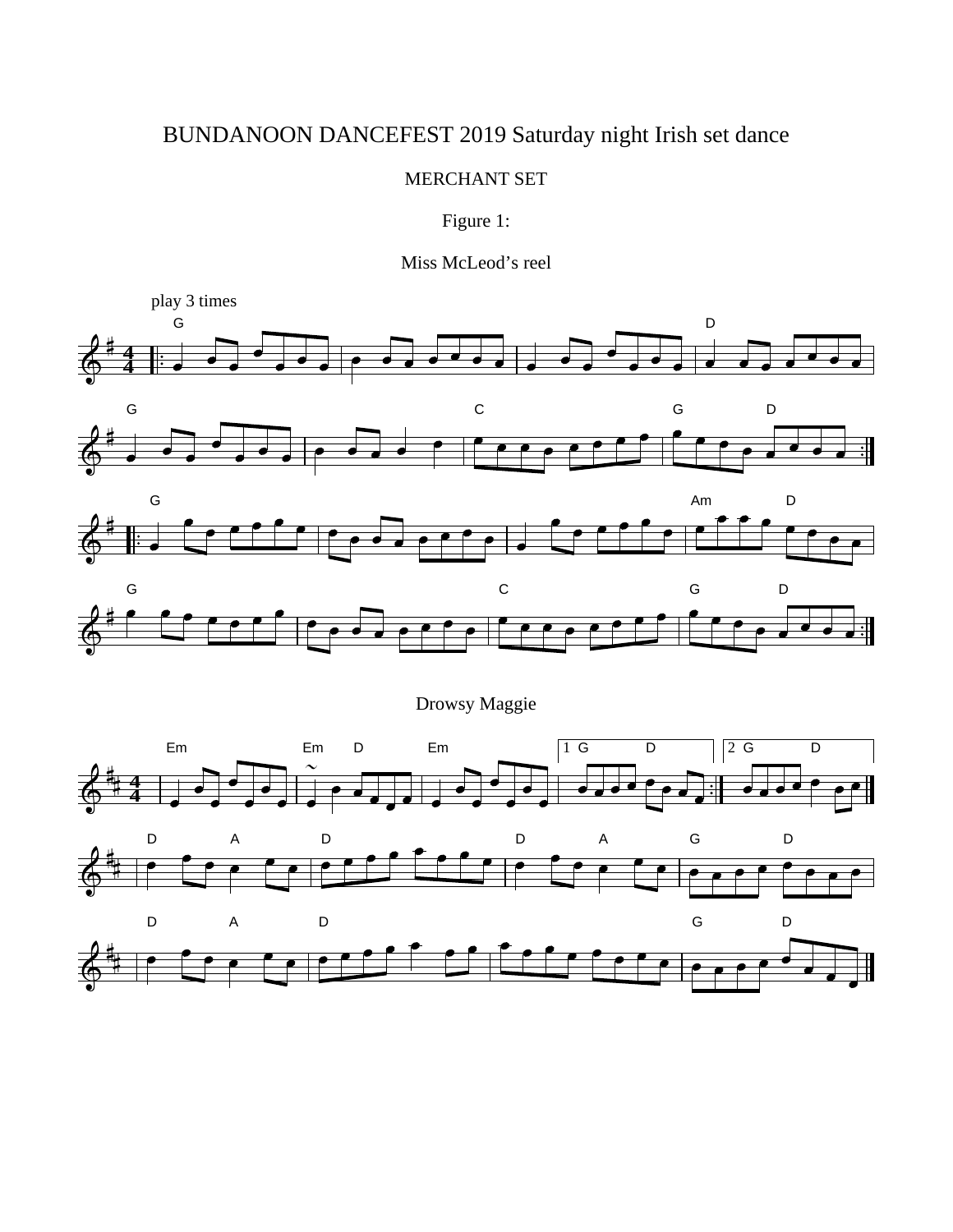# BUNDANOON DANCEFEST 2019 Saturday night Irish set dance

## MERCHANT SET

### Figure 1:

### Miss McLeod's reel

### Drowsy Maggie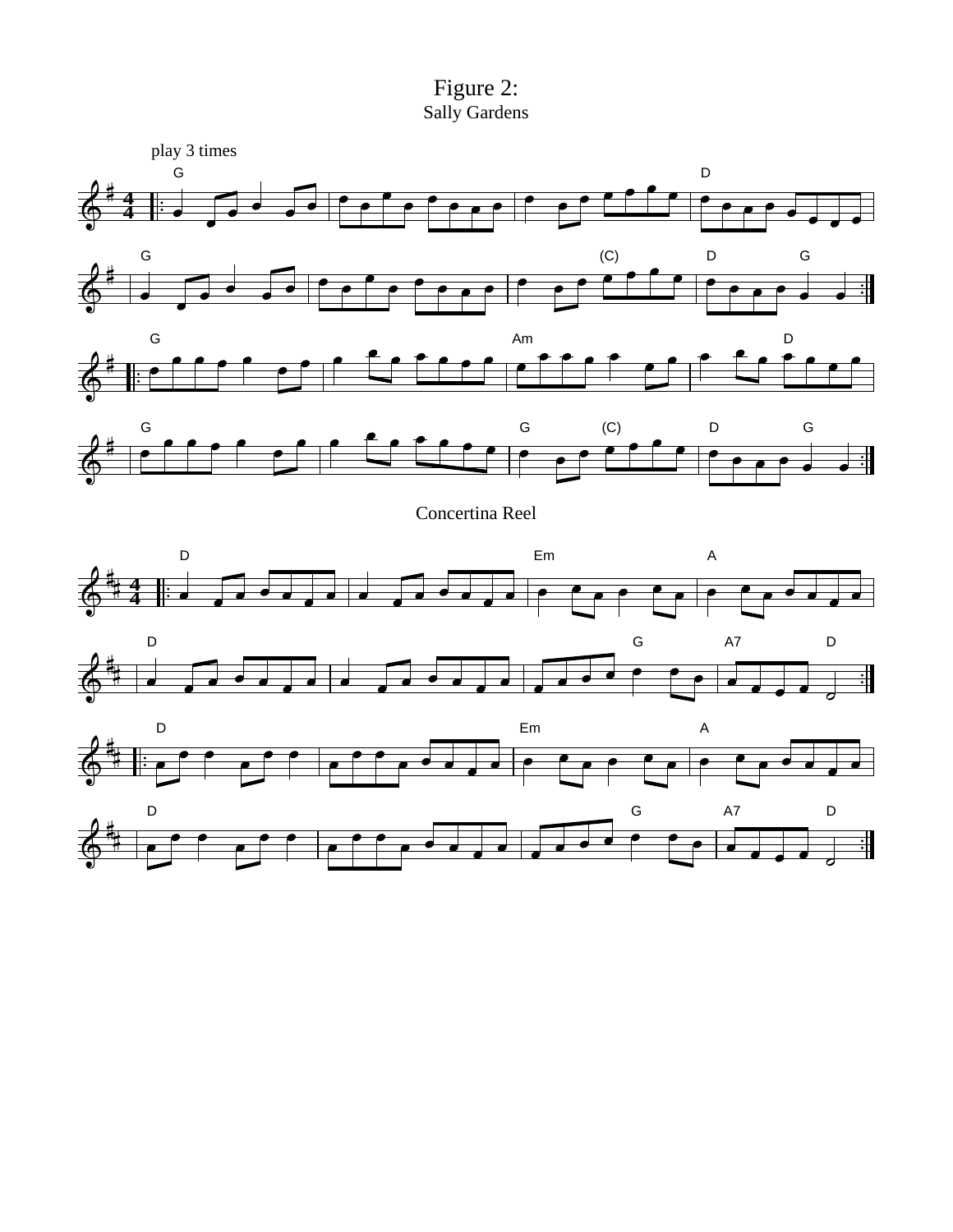# Figure 2:

Sally Gardens

play 3 times

Concertina Reel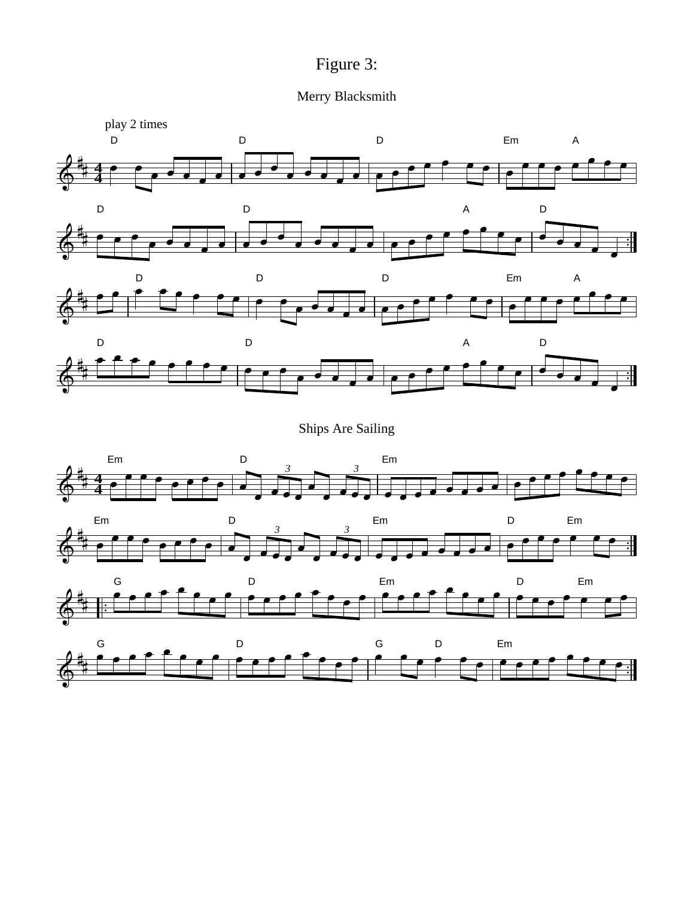# Figure 3:

## Merry Blacksmith

play 2 times

## Ships Are Sailing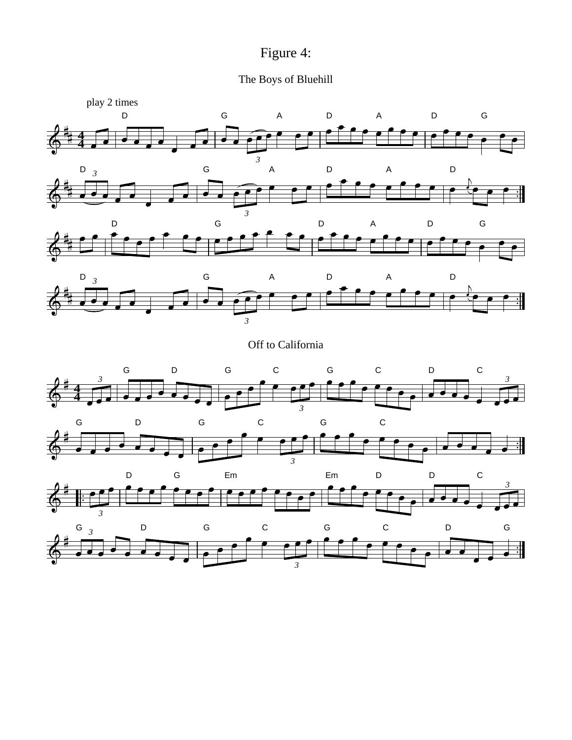# Figure 4:

## The Boys of Bluehill

play 2 times

## Off to California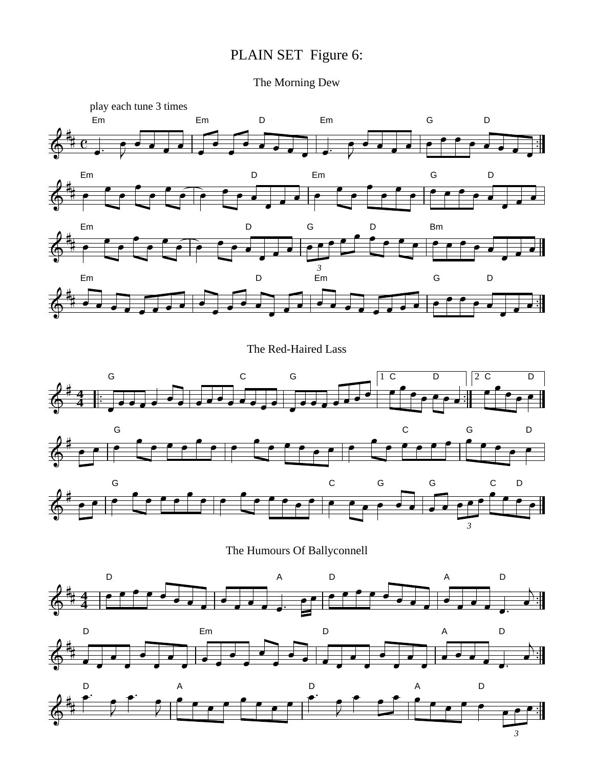# PLAIN SET Figure 6:

## The Morning Dew

play each tune 3 times

## The Red-Haired Lass

## The Humours Of Ballyconnell